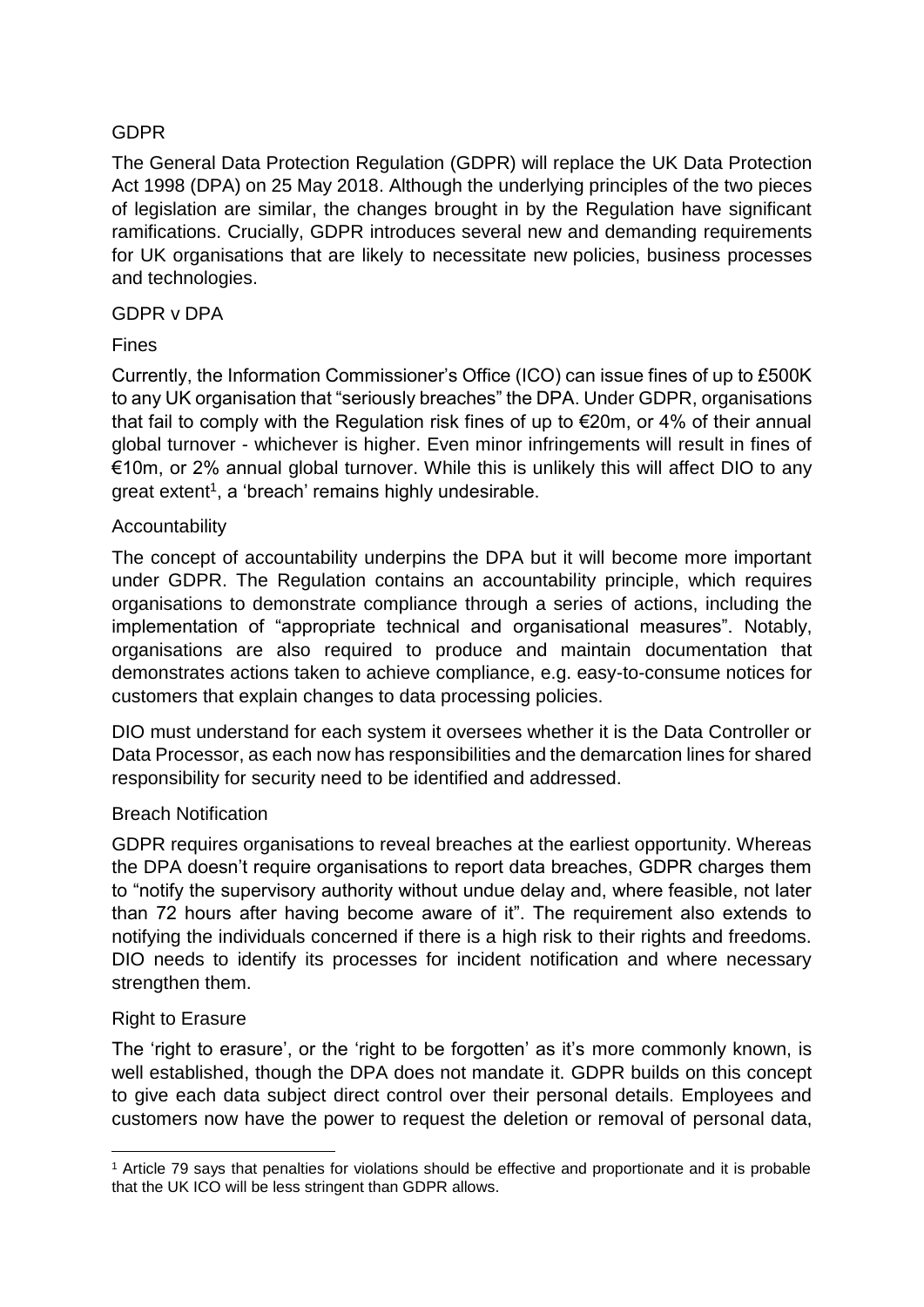# GDPR

The General Data Protection Regulation (GDPR) will replace the UK Data Protection Act 1998 (DPA) on 25 May 2018. Although the underlying principles of the two pieces of legislation are similar, the changes brought in by the Regulation have significant ramifications. Crucially, GDPR introduces several new and demanding requirements for UK organisations that are likely to necessitate new policies, business processes and technologies.

## GDPR v DPA

### Fines

Currently, the Information Commissioner's Office (ICO) can issue fines of up to £500K to any UK organisation that "seriously breaches" the DPA. Under GDPR, organisations that fail to comply with the Regulation risk fines of up to €20m, or 4% of their annual global turnover - whichever is higher. Even minor infringements will result in fines of €10m, or 2% annual global turnover. While this is unlikely this will affect DIO to any great extent[1], a 'breach' remains highly undesirable.

### Accountability

The concept of accountability underpins the DPA but it will become more important under GDPR. The Regulation contains an accountability principle, which requires organisations to demonstrate compliance through a series of actions, including the implementation of "appropriate technical and organisational measures". Notably, organisations are also required to produce and maintain documentation that demonstrates actions taken to achieve compliance, e.g. easy-to-consume notices for customers that explain changes to data processing policies.

DIO must understand for each system it oversees whether it is the Data Controller or Data Processor, as each now has responsibilities and the demarcation lines for shared responsibility for security need to be identified and addressed.

### Breach Notification

GDPR requires organisations to reveal breaches at the earliest opportunity. Whereas the DPA doesn't require organisations to report data breaches, GDPR charges them to "notify the supervisory authority without undue delay and, where feasible, not later than 72 hours after having become aware of it". The requirement also extends to notifying the individuals concerned if there is a high risk to their rights and freedoms. DIO needs to identify its processes for incident notification and where necessary strengthen them.

### Right to Erasure

The 'right to erasure', or the 'right to be forgotten' as it's more commonly known, is well established, though the DPA does not mandate it. GDPR builds on this concept to give each data subject direct control over their personal details. Employees and customers now have the power to request the deletion or removal of personal data,

[1] Article 79 says that penalties for violations should be effective and proportionate and it is probable that the UK ICO will be less stringent than GDPR allows.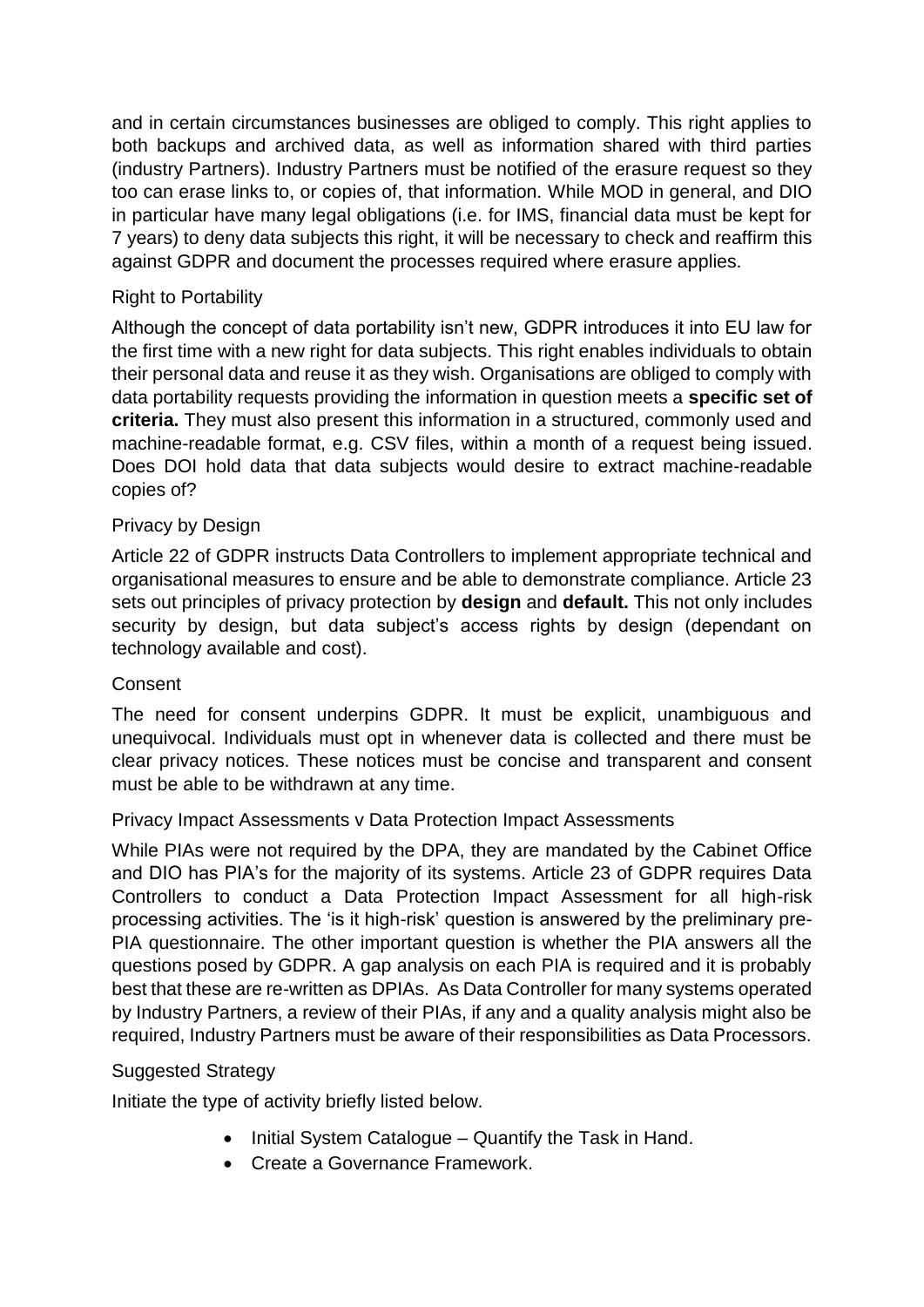and in certain circumstances businesses are obliged to comply. This right applies to both backups and archived data, as well as information shared with third parties (industry Partners). Industry Partners must be notified of the erasure request so they too can erase links to, or copies of, that information. While MOD in general, and DIO in particular have many legal obligations (i.e. for IMS, financial data must be kept for 7 years) to deny data subjects this right, it will be necessary to check and reaffirm this against GDPR and document the processes required where erasure applies.

### Right to Portability

Although the concept of data portability isn't new, GDPR introduces it into EU law for the first time with a new right for data subjects. This right enables individuals to obtain their personal data and reuse it as they wish. Organisations are obliged to comply with data portability requests providing the information in question meets a **specific set of criteria.** They must also present this information in a structured, commonly used and machine-readable format, e.g. CSV files, within a month of a request being issued. Does DOI hold data that data subjects would desire to extract machine-readable copies of?

### Privacy by Design

Article 22 of GDPR instructs Data Controllers to implement appropriate technical and organisational measures to ensure and be able to demonstrate compliance. Article 23 sets out principles of privacy protection by **design** and **default.** This not only includes security by design, but data subject's access rights by design (dependant on technology available and cost).

### Consent

The need for consent underpins GDPR. It must be explicit, unambiguous and unequivocal. Individuals must opt in whenever data is collected and there must be clear privacy notices. These notices must be concise and transparent and consent must be able to be withdrawn at any time.

### Privacy Impact Assessments v Data Protection Impact Assessments

While PIAs were not required by the DPA, they are mandated by the Cabinet Office and DIO has PIA's for the majority of its systems. Article 23 of GDPR requires Data Controllers to conduct a Data Protection Impact Assessment for all high-risk processing activities. The 'is it high-risk' question is answered by the preliminary pre-PIA questionnaire. The other important question is whether the PIA answers all the questions posed by GDPR. A gap analysis on each PIA is required and it is probably best that these are re-written as DPIAs. As Data Controller for many systems operated by Industry Partners, a review of their PIAs, if any and a quality analysis might also be required, Industry Partners must be aware of their responsibilities as Data Processors.

### Suggested Strategy

Initiate the type of activity briefly listed below.

- Initial System Catalogue – Quantify the Task in Hand.
- Create a Governance Framework.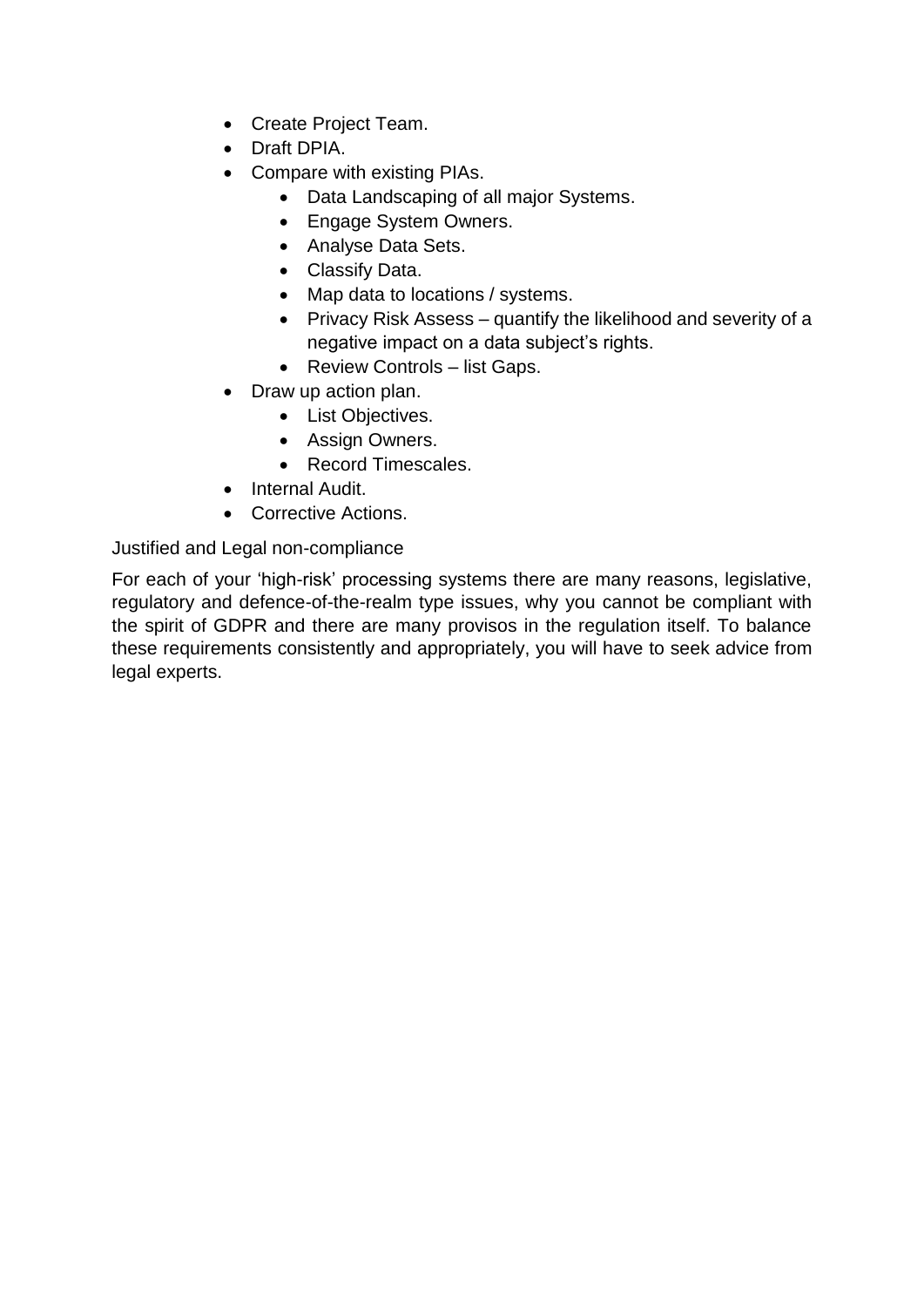- Create Project Team.
- Draft DPIA.
- Compare with existing PIAs.
    - Data Landscaping of all major Systems.
    - Engage System Owners.
    - Analyse Data Sets.
    - Classify Data.
    - Map data to locations / systems.
    - Privacy Risk Assess – quantify the likelihood and severity of a negative impact on a data subject's rights.
    - Review Controls – list Gaps.
- Draw up action plan.
    - List Objectives.
    - Assign Owners.
    - Record Timescales.
- Internal Audit.
- Corrective Actions.

Justified and Legal non-compliance

For each of your 'high-risk' processing systems there are many reasons, legislative, regulatory and defence-of-the-realm type issues, why you cannot be compliant with the spirit of GDPR and there are many provisos in the regulation itself. To balance these requirements consistently and appropriately, you will have to seek advice from legal experts.